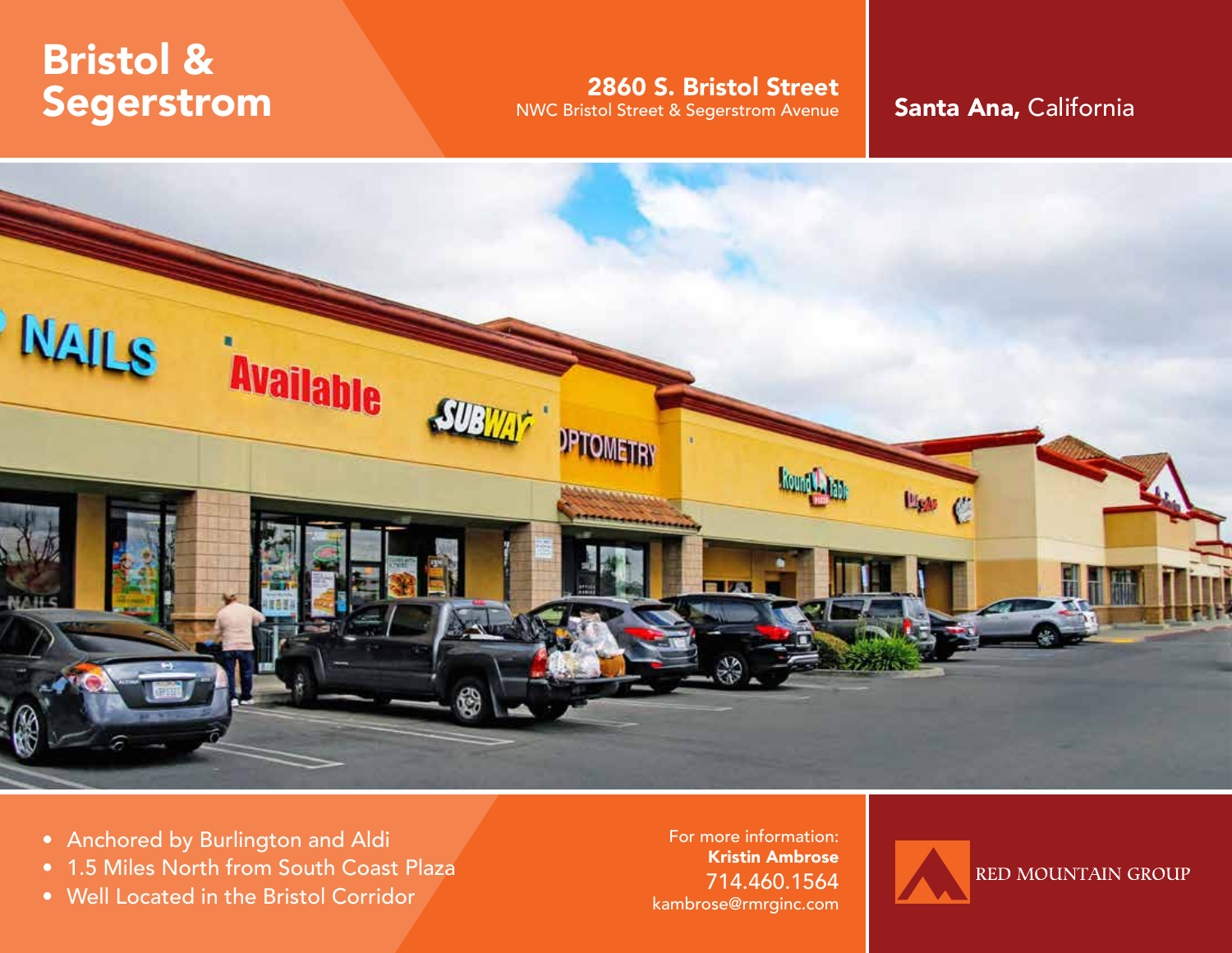# Bristol & Segerstrom

**2860 S. Bristol Street**
NWC Bristol Street & Segerstrom Avenue

**Santa Ana,** California

- Anchored by Burlington and Aldi
- 1.5 Miles North from South Coast Plaza
- Well Located in the Bristol Corridor

For more information:
**Kristin Ambrose**
714.460.1564
kambrose@rmrginc.com

RED MOUNTAIN GROUP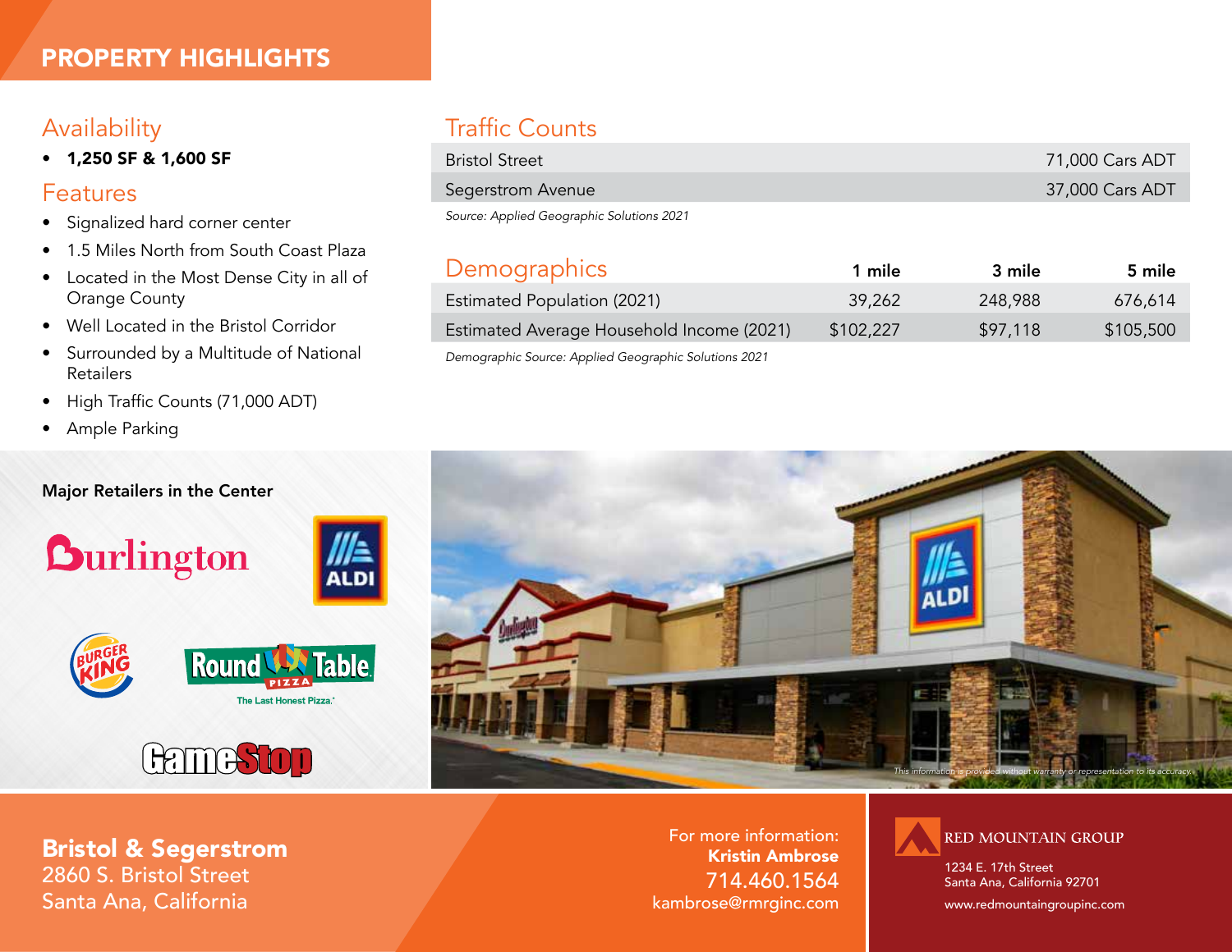# PROPERTY HIGHLIGHTS

## Availability

- **1,250 SF & 1,600 SF**

## Features

- Signalized hard corner center
- 1.5 Miles North from South Coast Plaza
- Located in the Most Dense City in all of Orange County
- Well Located in the Bristol Corridor
- Surrounded by a Multitude of National Retailers
- High Traffic Counts (71,000 ADT)
- Ample Parking

## Traffic Counts

| | |
|---|---|
| Bristol Street | 71,000 Cars ADT |
| Segerstrom Avenue | 37,000 Cars ADT |

*Source: Applied Geographic Solutions 2021*

## Demographics

| | 1 mile | 3 mile | 5 mile |
|---|---|---|---|
| Estimated Population (2021) | 39,262 | 248,988 | 676,614 |
| Estimated Average Household Income (2021) | $102,227 | $97,118 | $105,500 |

*Demographic Source: Applied Geographic Solutions 2021*

**Major Retailers in the Center**

Burlington, ALDI, Burger King, Round Table Pizza, GameStop

*This information is provided without warranty or representation to its accuracy.*

**Bristol & Segerstrom**
2860 S. Bristol Street
Santa Ana, California

For more information:
**Kristin Ambrose**
714.460.1564
kambrose@rmrginc.com

RED MOUNTAIN GROUP
1234 E. 17th Street
Santa Ana, California 92701
www.redmountaingroupinc.com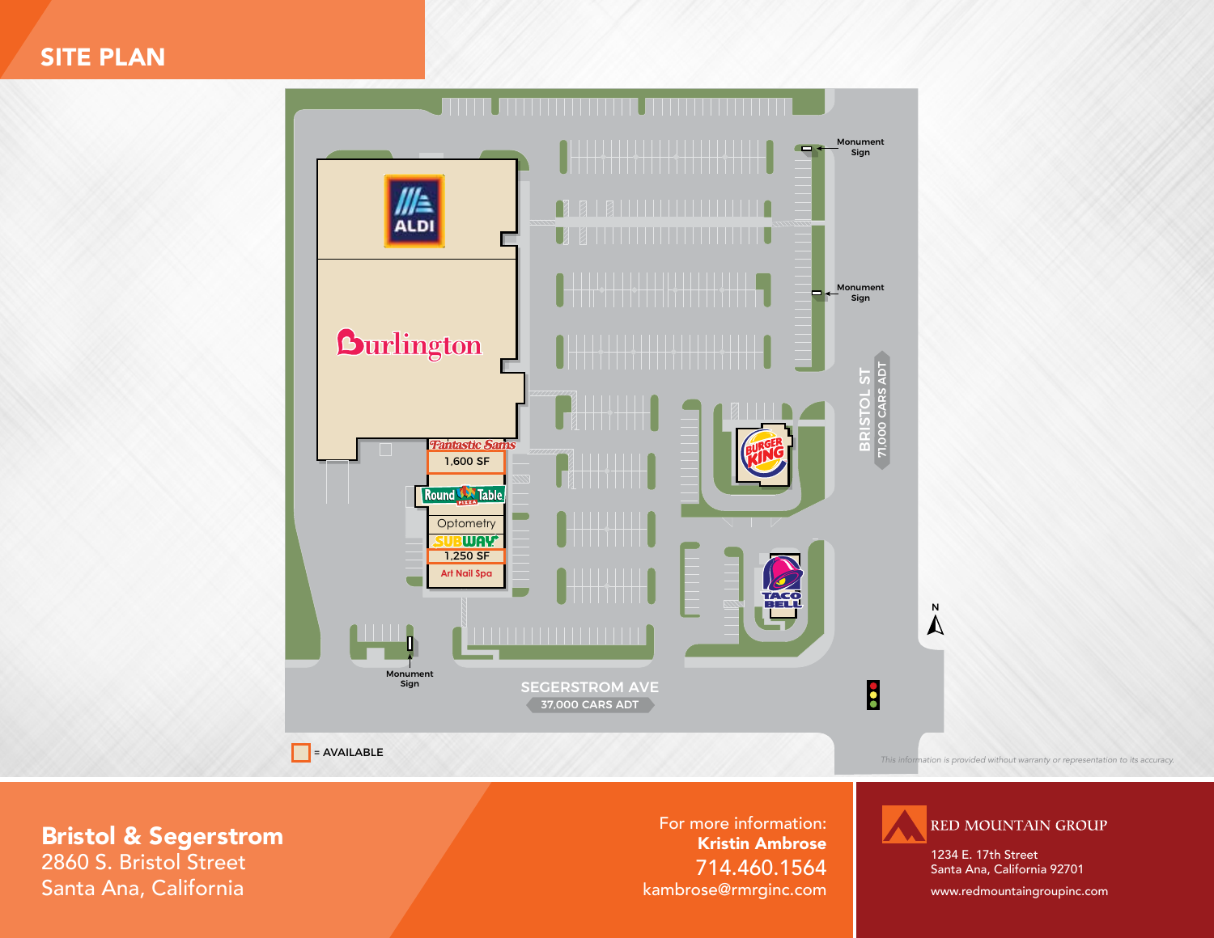# SITE PLAN

ALDI

Burlington

Fantastic Sams

1,600 SF

Round Table Pizza

Optometry

SUBWAY

1,250 SF

Art Nail Spa

Burger King

Taco Bell

Monument Sign

Monument Sign

Monument Sign

BRISTOL ST
71,000 CARS ADT

SEGERSTROM AVE
37,000 CARS ADT

N

= AVAILABLE

*This information is provided without warranty or representation to its accuracy.*

**Bristol & Segerstrom**
2860 S. Bristol Street
Santa Ana, California

For more information:
**Kristin Ambrose**
714.460.1564
kambrose@rmrginc.com

RED MOUNTAIN GROUP
1234 E. 17th Street
Santa Ana, California 92701
www.redmountaingroupinc.com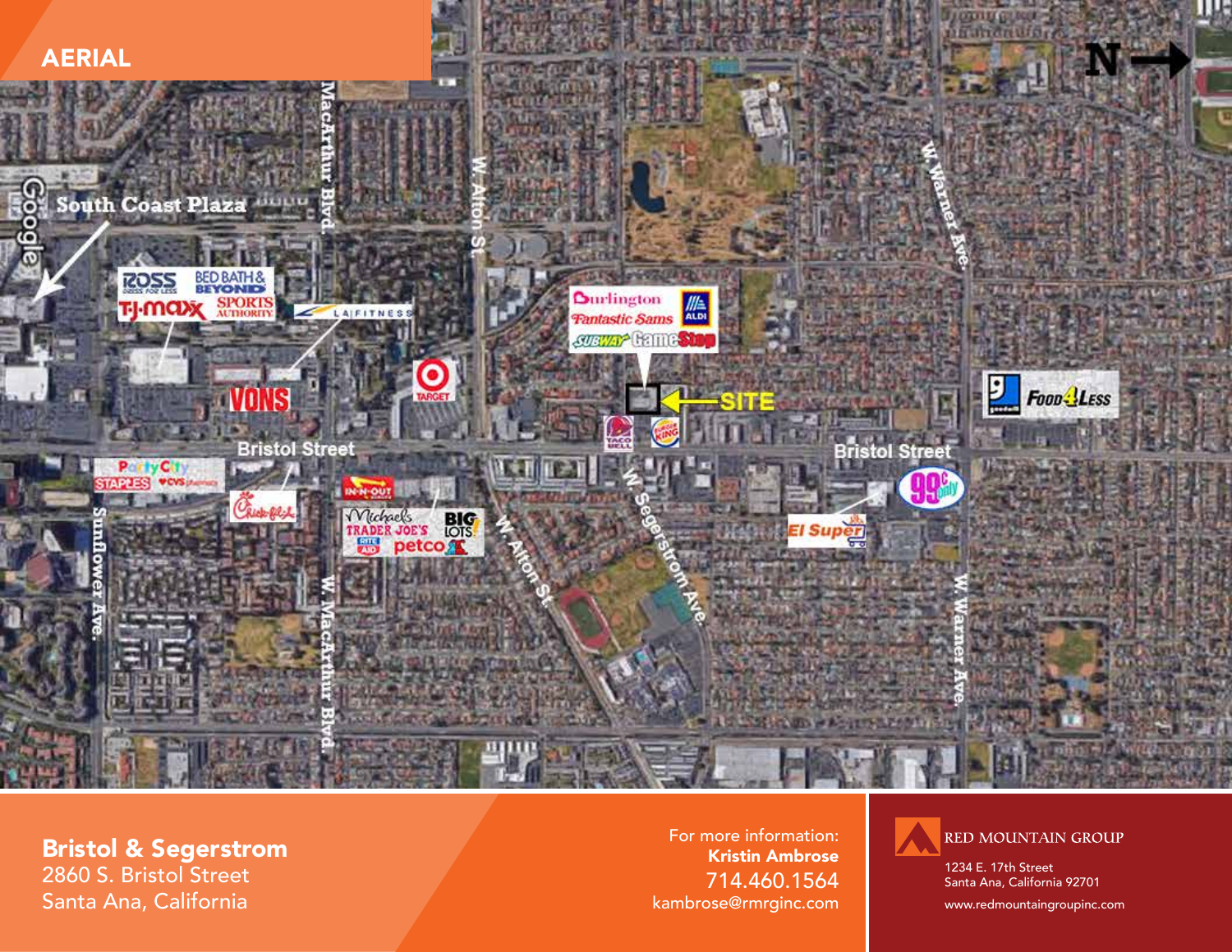# AERIAL

**Bristol & Segerstrom**
2860 S. Bristol Street
Santa Ana, California

For more information:
**Kristin Ambrose**
714.460.1564
kambrose@rmrginc.com

RED MOUNTAIN GROUP
1234 E. 17th Street
Santa Ana, California 92701
www.redmountaingroupinc.com